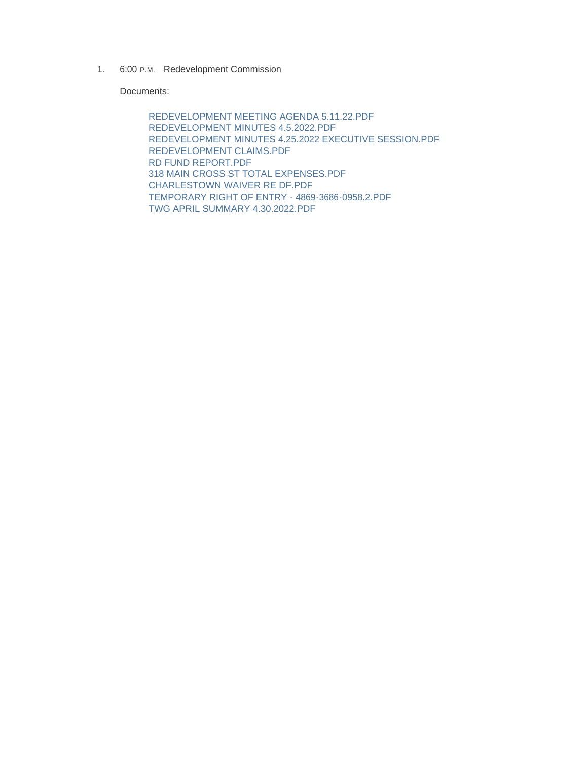1. 6:00 P.M. Redevelopment Commission

   Documents:

   - REDEVELOPMENT MEETING AGENDA 5.11.22.PDF
   - REDEVELOPMENT MINUTES 4.5.2022.PDF
   - REDEVELOPMENT MINUTES 4.25.2022 EXECUTIVE SESSION.PDF
   - REDEVELOPMENT CLAIMS.PDF
   - RD FUND REPORT.PDF
   - 318 MAIN CROSS ST TOTAL EXPENSES.PDF
   - CHARLESTOWN WAIVER RE DF.PDF
   - TEMPORARY RIGHT OF ENTRY - 4869-3686-0958.2.PDF
   - TWG APRIL SUMMARY 4.30.2022.PDF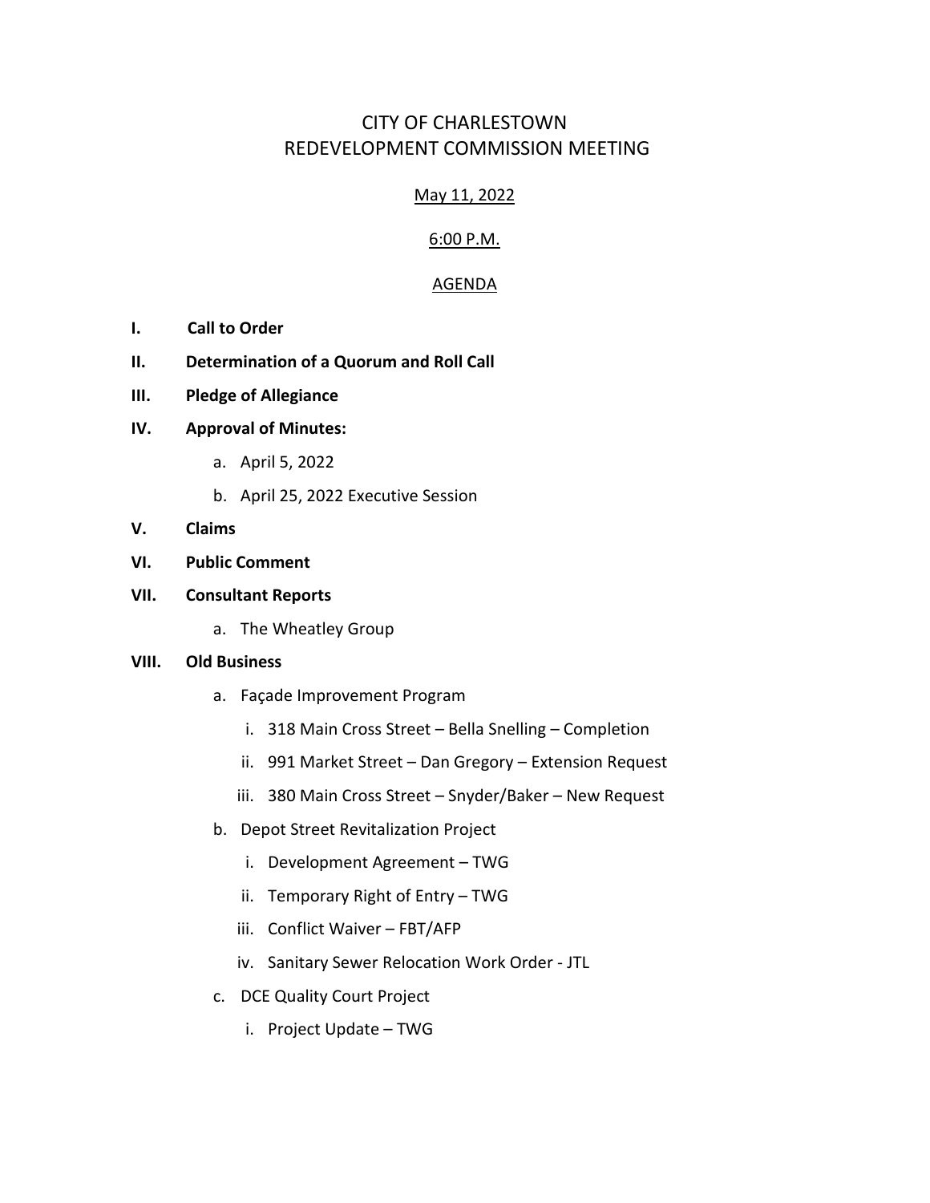# CITY OF CHARLESTOWN
# REDEVELOPMENT COMMISSION MEETING

May 11, 2022

6:00 P.M.

AGENDA

**I. Call to Order**

**II. Determination of a Quorum and Roll Call**

**III. Pledge of Allegiance**

**IV. Approval of Minutes:**

- a. April 5, 2022
- b. April 25, 2022 Executive Session

**V. Claims**

**VI. Public Comment**

**VII. Consultant Reports**

- a. The Wheatley Group

**VIII. Old Business**

- a. Façade Improvement Program
  - i. 318 Main Cross Street – Bella Snelling – Completion
  - ii. 991 Market Street – Dan Gregory – Extension Request
  - iii. 380 Main Cross Street – Snyder/Baker – New Request
- b. Depot Street Revitalization Project
  - i. Development Agreement – TWG
  - ii. Temporary Right of Entry – TWG
  - iii. Conflict Waiver – FBT/AFP
  - iv. Sanitary Sewer Relocation Work Order - JTL
- c. DCE Quality Court Project
  - i. Project Update – TWG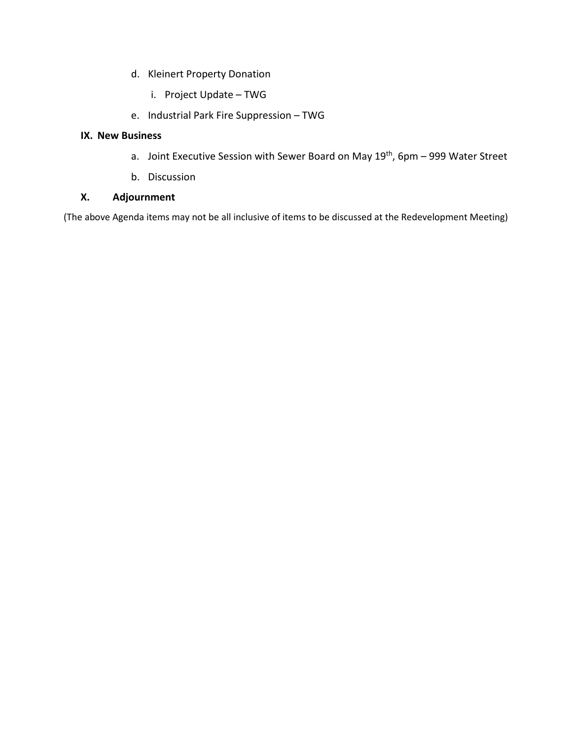d. Kleinert Property Donation

   i. Project Update – TWG

e. Industrial Park Fire Suppression – TWG

**IX. New Business**

a. Joint Executive Session with Sewer Board on May 19th, 6pm – 999 Water Street

b. Discussion

**X. Adjournment**

(The above Agenda items may not be all inclusive of items to be discussed at the Redevelopment Meeting)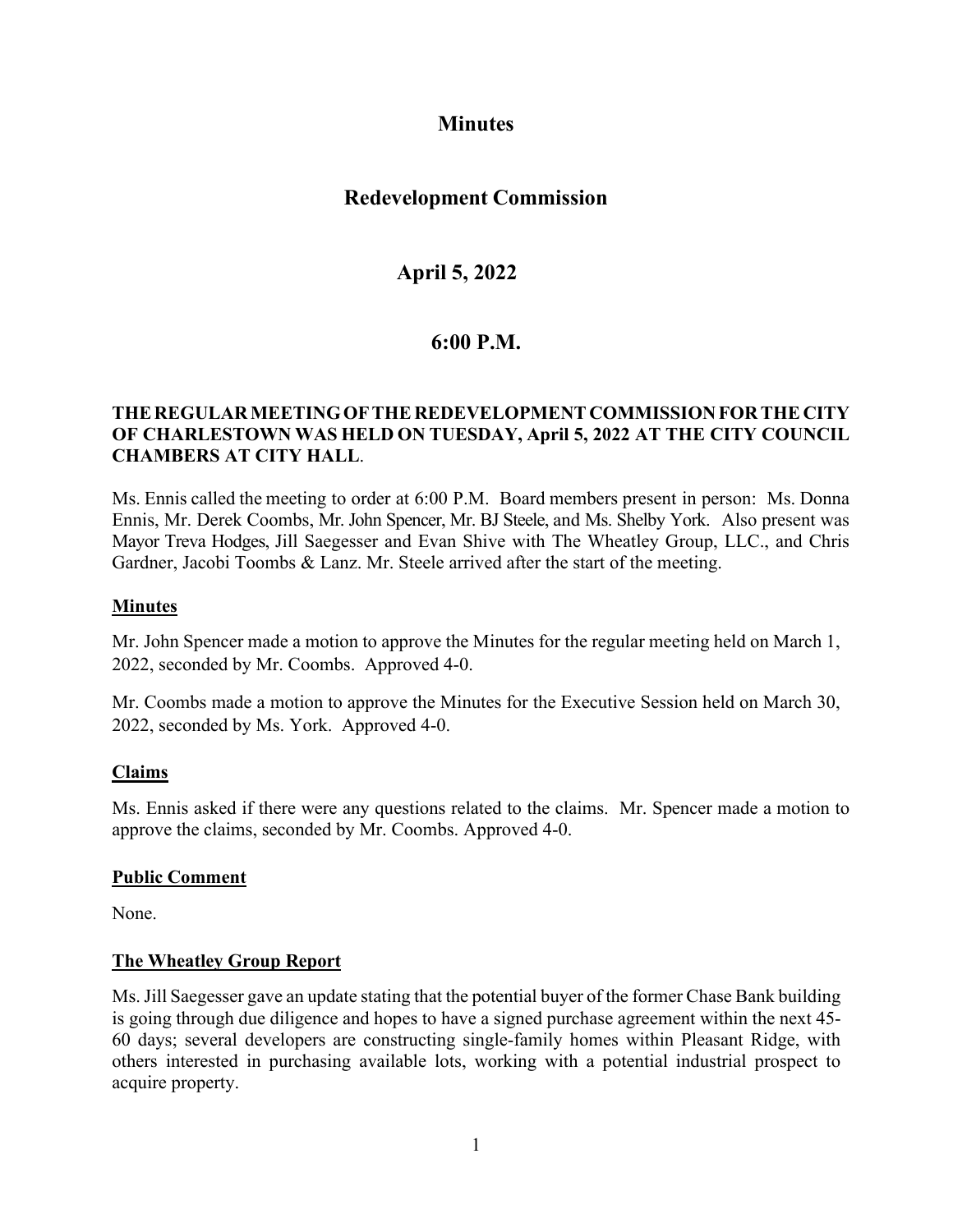# Minutes

## Redevelopment Commission

## April 5, 2022

## 6:00 P.M.

**THE REGULAR MEETING OF THE REDEVELOPMENT COMMISSION FOR THE CITY OF CHARLESTOWN WAS HELD ON TUESDAY, April 5, 2022 AT THE CITY COUNCIL CHAMBERS AT CITY HALL.**

Ms. Ennis called the meeting to order at 6:00 P.M. Board members present in person: Ms. Donna Ennis, Mr. Derek Coombs, Mr. John Spencer, Mr. BJ Steele, and Ms. Shelby York. Also present was Mayor Treva Hodges, Jill Saegesser and Evan Shive with The Wheatley Group, LLC., and Chris Gardner, Jacobi Toombs & Lanz. Mr. Steele arrived after the start of the meeting.

### Minutes

Mr. John Spencer made a motion to approve the Minutes for the regular meeting held on March 1, 2022, seconded by Mr. Coombs. Approved 4-0.

Mr. Coombs made a motion to approve the Minutes for the Executive Session held on March 30, 2022, seconded by Ms. York. Approved 4-0.

### Claims

Ms. Ennis asked if there were any questions related to the claims. Mr. Spencer made a motion to approve the claims, seconded by Mr. Coombs. Approved 4-0.

### Public Comment

None.

### The Wheatley Group Report

Ms. Jill Saegesser gave an update stating that the potential buyer of the former Chase Bank building is going through due diligence and hopes to have a signed purchase agreement within the next 45-60 days; several developers are constructing single-family homes within Pleasant Ridge, with others interested in purchasing available lots, working with a potential industrial prospect to acquire property.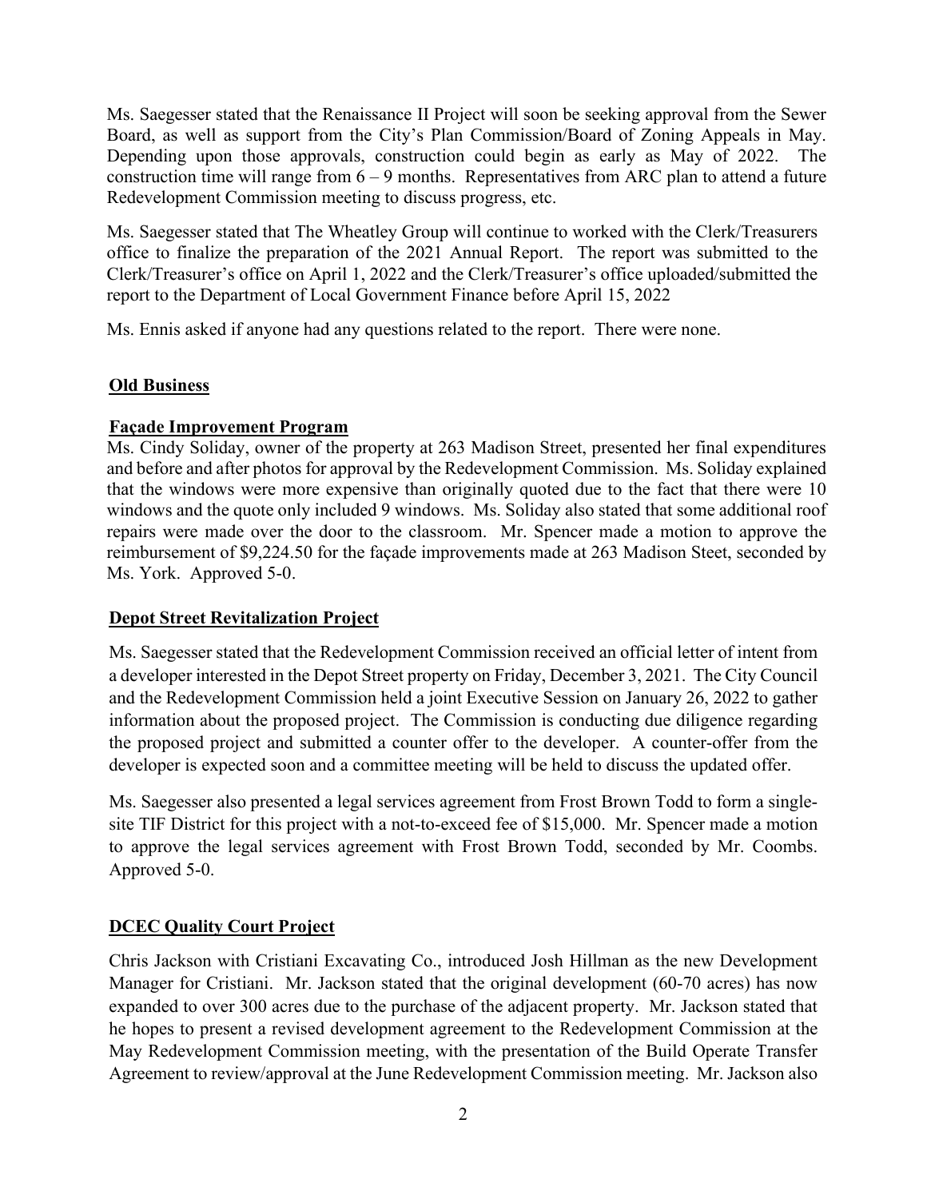Ms. Saegesser stated that the Renaissance II Project will soon be seeking approval from the Sewer Board, as well as support from the City's Plan Commission/Board of Zoning Appeals in May. Depending upon those approvals, construction could begin as early as May of 2022. The construction time will range from 6 – 9 months. Representatives from ARC plan to attend a future Redevelopment Commission meeting to discuss progress, etc.

Ms. Saegesser stated that The Wheatley Group will continue to worked with the Clerk/Treasurers office to finalize the preparation of the 2021 Annual Report. The report was submitted to the Clerk/Treasurer's office on April 1, 2022 and the Clerk/Treasurer's office uploaded/submitted the report to the Department of Local Government Finance before April 15, 2022

Ms. Ennis asked if anyone had any questions related to the report. There were none.

## Old Business

### Façade Improvement Program

Ms. Cindy Soliday, owner of the property at 263 Madison Street, presented her final expenditures and before and after photos for approval by the Redevelopment Commission. Ms. Soliday explained that the windows were more expensive than originally quoted due to the fact that there were 10 windows and the quote only included 9 windows. Ms. Soliday also stated that some additional roof repairs were made over the door to the classroom. Mr. Spencer made a motion to approve the reimbursement of $9,224.50 for the façade improvements made at 263 Madison Steet, seconded by Ms. York. Approved 5-0.

### Depot Street Revitalization Project

Ms. Saegesser stated that the Redevelopment Commission received an official letter of intent from a developer interested in the Depot Street property on Friday, December 3, 2021. The City Council and the Redevelopment Commission held a joint Executive Session on January 26, 2022 to gather information about the proposed project. The Commission is conducting due diligence regarding the proposed project and submitted a counter offer to the developer. A counter-offer from the developer is expected soon and a committee meeting will be held to discuss the updated offer.

Ms. Saegesser also presented a legal services agreement from Frost Brown Todd to form a single-site TIF District for this project with a not-to-exceed fee of $15,000. Mr. Spencer made a motion to approve the legal services agreement with Frost Brown Todd, seconded by Mr. Coombs. Approved 5-0.

### DCEC Quality Court Project

Chris Jackson with Cristiani Excavating Co., introduced Josh Hillman as the new Development Manager for Cristiani. Mr. Jackson stated that the original development (60-70 acres) has now expanded to over 300 acres due to the purchase of the adjacent property. Mr. Jackson stated that he hopes to present a revised development agreement to the Redevelopment Commission at the May Redevelopment Commission meeting, with the presentation of the Build Operate Transfer Agreement to review/approval at the June Redevelopment Commission meeting. Mr. Jackson also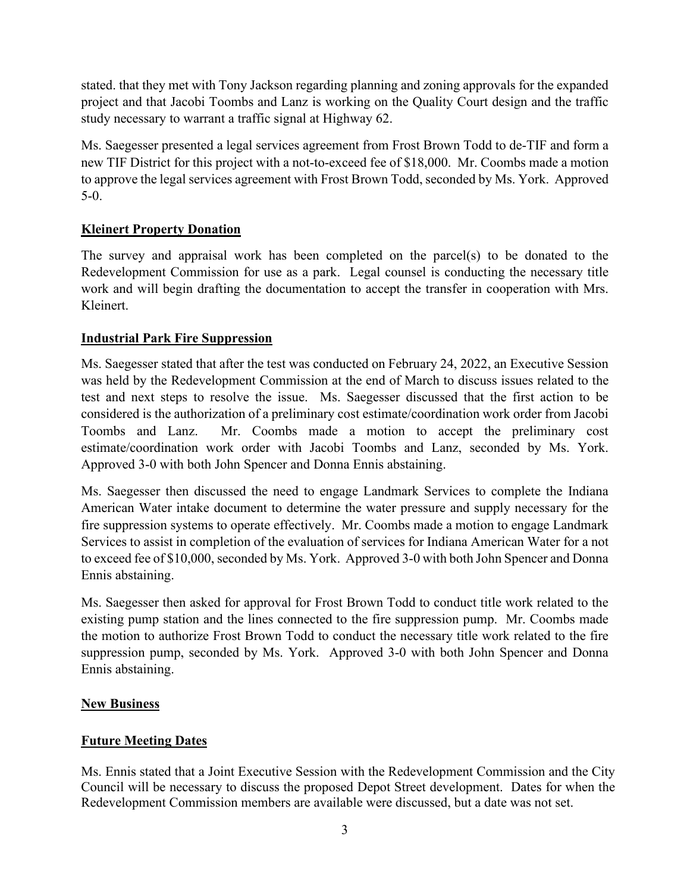stated. that they met with Tony Jackson regarding planning and zoning approvals for the expanded project and that Jacobi Toombs and Lanz is working on the Quality Court design and the traffic study necessary to warrant a traffic signal at Highway 62.

Ms. Saegesser presented a legal services agreement from Frost Brown Todd to de-TIF and form a new TIF District for this project with a not-to-exceed fee of $18,000. Mr. Coombs made a motion to approve the legal services agreement with Frost Brown Todd, seconded by Ms. York. Approved 5-0.

**Kleinert Property Donation**

The survey and appraisal work has been completed on the parcel(s) to be donated to the Redevelopment Commission for use as a park. Legal counsel is conducting the necessary title work and will begin drafting the documentation to accept the transfer in cooperation with Mrs. Kleinert.

**Industrial Park Fire Suppression**

Ms. Saegesser stated that after the test was conducted on February 24, 2022, an Executive Session was held by the Redevelopment Commission at the end of March to discuss issues related to the test and next steps to resolve the issue. Ms. Saegesser discussed that the first action to be considered is the authorization of a preliminary cost estimate/coordination work order from Jacobi Toombs and Lanz. Mr. Coombs made a motion to accept the preliminary cost estimate/coordination work order with Jacobi Toombs and Lanz, seconded by Ms. York. Approved 3-0 with both John Spencer and Donna Ennis abstaining.

Ms. Saegesser then discussed the need to engage Landmark Services to complete the Indiana American Water intake document to determine the water pressure and supply necessary for the fire suppression systems to operate effectively. Mr. Coombs made a motion to engage Landmark Services to assist in completion of the evaluation of services for Indiana American Water for a not to exceed fee of $10,000, seconded by Ms. York. Approved 3-0 with both John Spencer and Donna Ennis abstaining.

Ms. Saegesser then asked for approval for Frost Brown Todd to conduct title work related to the existing pump station and the lines connected to the fire suppression pump. Mr. Coombs made the motion to authorize Frost Brown Todd to conduct the necessary title work related to the fire suppression pump, seconded by Ms. York. Approved 3-0 with both John Spencer and Donna Ennis abstaining.

**New Business**

**Future Meeting Dates**

Ms. Ennis stated that a Joint Executive Session with the Redevelopment Commission and the City Council will be necessary to discuss the proposed Depot Street development. Dates for when the Redevelopment Commission members are available were discussed, but a date was not set.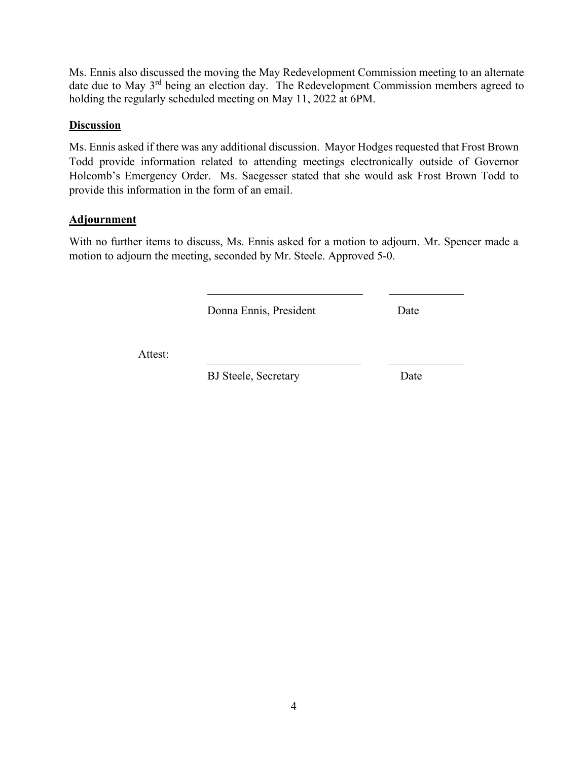Ms. Ennis also discussed the moving the May Redevelopment Commission meeting to an alternate date due to May 3rd being an election day. The Redevelopment Commission members agreed to holding the regularly scheduled meeting on May 11, 2022 at 6PM.

**Discussion**

Ms. Ennis asked if there was any additional discussion. Mayor Hodges requested that Frost Brown Todd provide information related to attending meetings electronically outside of Governor Holcomb's Emergency Order. Ms. Saegesser stated that she would ask Frost Brown Todd to provide this information in the form of an email.

**Adjournment**

With no further items to discuss, Ms. Ennis asked for a motion to adjourn. Mr. Spencer made a motion to adjourn the meeting, seconded by Mr. Steele. Approved 5-0.

______________________________ ______________

Donna Ennis, President Date

Attest:

______________________________ ______________

BJ Steele, Secretary Date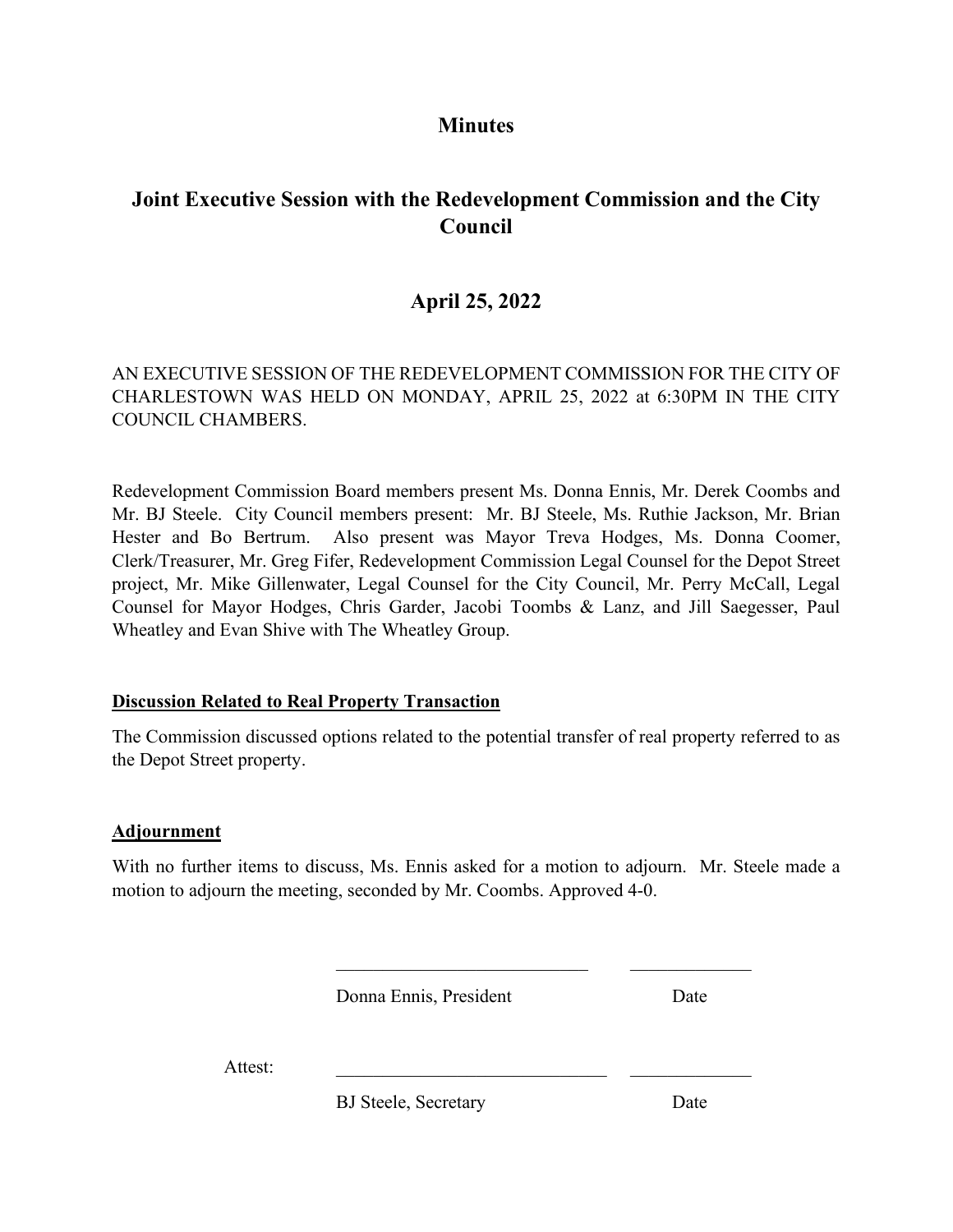# Minutes

## Joint Executive Session with the Redevelopment Commission and the City Council

## April 25, 2022

AN EXECUTIVE SESSION OF THE REDEVELOPMENT COMMISSION FOR THE CITY OF CHARLESTOWN WAS HELD ON MONDAY, APRIL 25, 2022 at 6:30PM IN THE CITY COUNCIL CHAMBERS.

Redevelopment Commission Board members present Ms. Donna Ennis, Mr. Derek Coombs and Mr. BJ Steele. City Council members present: Mr. BJ Steele, Ms. Ruthie Jackson, Mr. Brian Hester and Bo Bertrum. Also present was Mayor Treva Hodges, Ms. Donna Coomer, Clerk/Treasurer, Mr. Greg Fifer, Redevelopment Commission Legal Counsel for the Depot Street project, Mr. Mike Gillenwater, Legal Counsel for the City Council, Mr. Perry McCall, Legal Counsel for Mayor Hodges, Chris Garder, Jacobi Toombs & Lanz, and Jill Saegesser, Paul Wheatley and Evan Shive with The Wheatley Group.

**Discussion Related to Real Property Transaction**

The Commission discussed options related to the potential transfer of real property referred to as the Depot Street property.

**Adjournment**

With no further items to discuss, Ms. Ennis asked for a motion to adjourn. Mr. Steele made a motion to adjourn the meeting, seconded by Mr. Coombs. Approved 4-0.

____________________________ _____________

Donna Ennis, President Date

Attest: ______________________________ _____________

BJ Steele, Secretary Date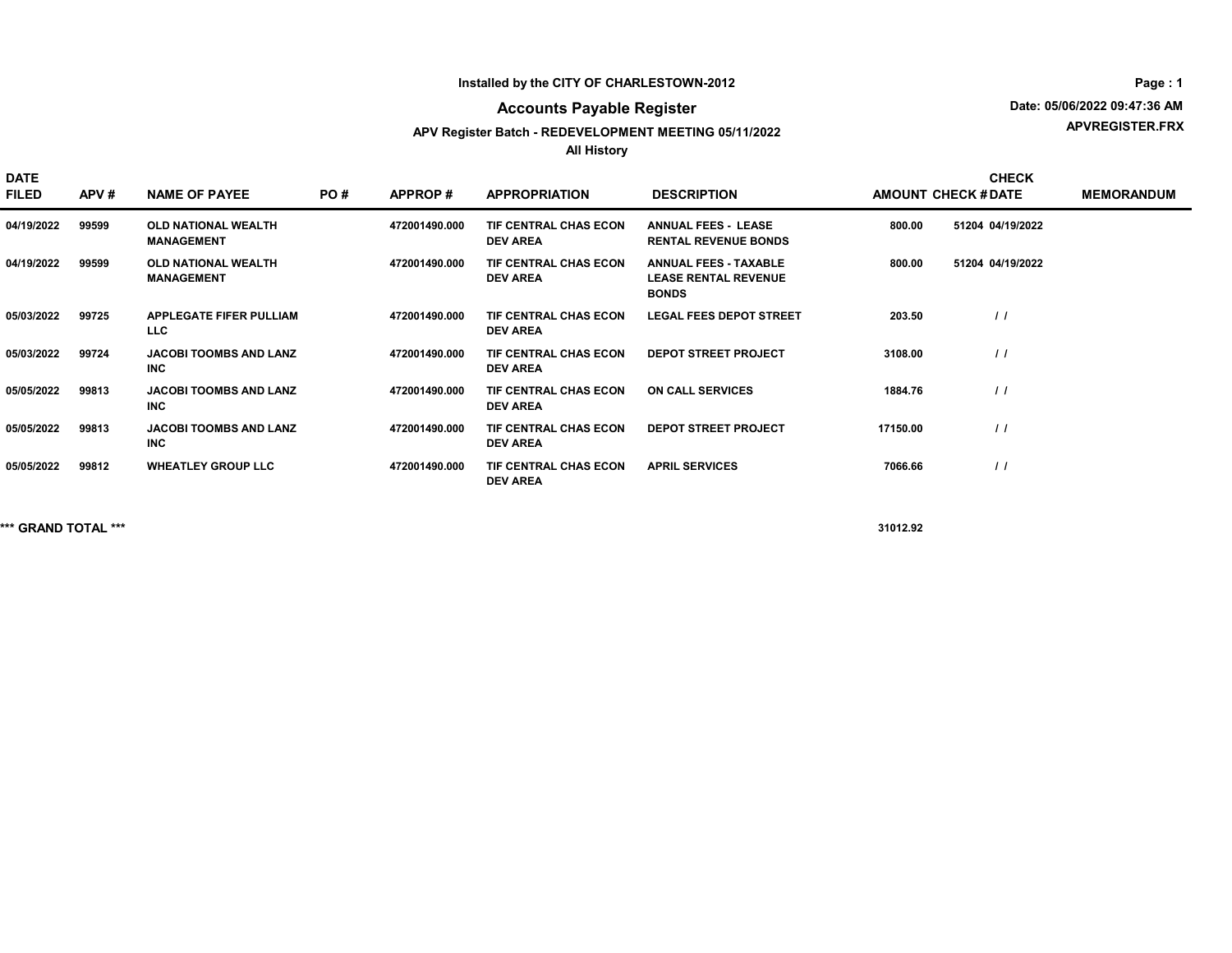Installed by the CITY OF CHARLESTOWN-2012

# Accounts Payable Register

Date: 05/06/2022 09:47:36 AM

APVREGISTER.FRX

## APV Register Batch - REDEVELOPMENT MEETING 05/11/2022

All History

| DATE FILED | APV # | NAME OF PAYEE | PO # | APPROP # | APPROPRIATION | DESCRIPTION | AMOUNT | CHECK # | CHECK DATE | MEMORANDUM |
|---|---|---|---|---|---|---|---|---|---|---|
| 04/19/2022 | 99599 | OLD NATIONAL WEALTH MANAGEMENT | | 472001490.000 | TIF CENTRAL CHAS ECON DEV AREA | ANNUAL FEES - LEASE RENTAL REVENUE BONDS | 800.00 | 51204 | 04/19/2022 | |
| 04/19/2022 | 99599 | OLD NATIONAL WEALTH MANAGEMENT | | 472001490.000 | TIF CENTRAL CHAS ECON DEV AREA | ANNUAL FEES - TAXABLE LEASE RENTAL REVENUE BONDS | 800.00 | 51204 | 04/19/2022 | |
| 05/03/2022 | 99725 | APPLEGATE FIFER PULLIAM LLC | | 472001490.000 | TIF CENTRAL CHAS ECON DEV AREA | LEGAL FEES DEPOT STREET | 203.50 | | / / | |
| 05/03/2022 | 99724 | JACOBI TOOMBS AND LANZ INC | | 472001490.000 | TIF CENTRAL CHAS ECON DEV AREA | DEPOT STREET PROJECT | 3108.00 | | / / | |
| 05/05/2022 | 99813 | JACOBI TOOMBS AND LANZ INC | | 472001490.000 | TIF CENTRAL CHAS ECON DEV AREA | ON CALL SERVICES | 1884.76 | | / / | |
| 05/05/2022 | 99813 | JACOBI TOOMBS AND LANZ INC | | 472001490.000 | TIF CENTRAL CHAS ECON DEV AREA | DEPOT STREET PROJECT | 17150.00 | | / / | |
| 05/05/2022 | 99812 | WHEATLEY GROUP LLC | | 472001490.000 | TIF CENTRAL CHAS ECON DEV AREA | APRIL SERVICES | 7066.66 | | / / | |

**\*\*\* GRAND TOTAL \*\*\*** 31012.92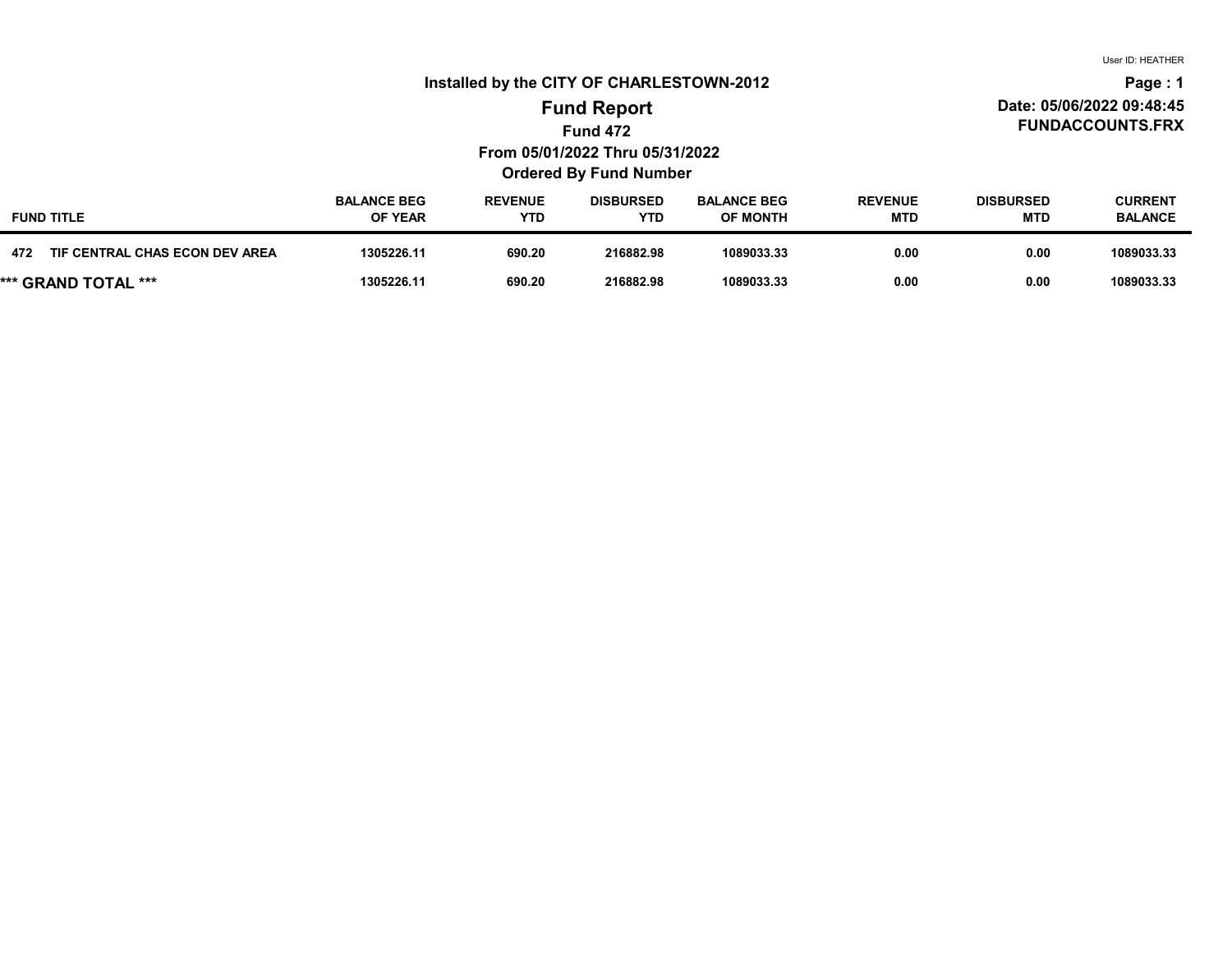User ID: HEATHER

# Installed by the CITY OF CHARLESTOWN-2012

## Fund Report

**Fund 472**

**From 05/01/2022 Thru 05/31/2022**

**Ordered By Fund Number**

**Date: 05/06/2022 09:48:45**

**FUNDACCOUNTS.FRX**

| FUND TITLE | BALANCE BEG OF YEAR | REVENUE YTD | DISBURSED YTD | BALANCE BEG OF MONTH | REVENUE MTD | DISBURSED MTD | CURRENT BALANCE |
|---|---|---|---|---|---|---|---|
| 472 TIF CENTRAL CHAS ECON DEV AREA | 1305226.11 | 690.20 | 216882.98 | 1089033.33 | 0.00 | 0.00 | 1089033.33 |
| *** GRAND TOTAL *** | 1305226.11 | 690.20 | 216882.98 | 1089033.33 | 0.00 | 0.00 | 1089033.33 |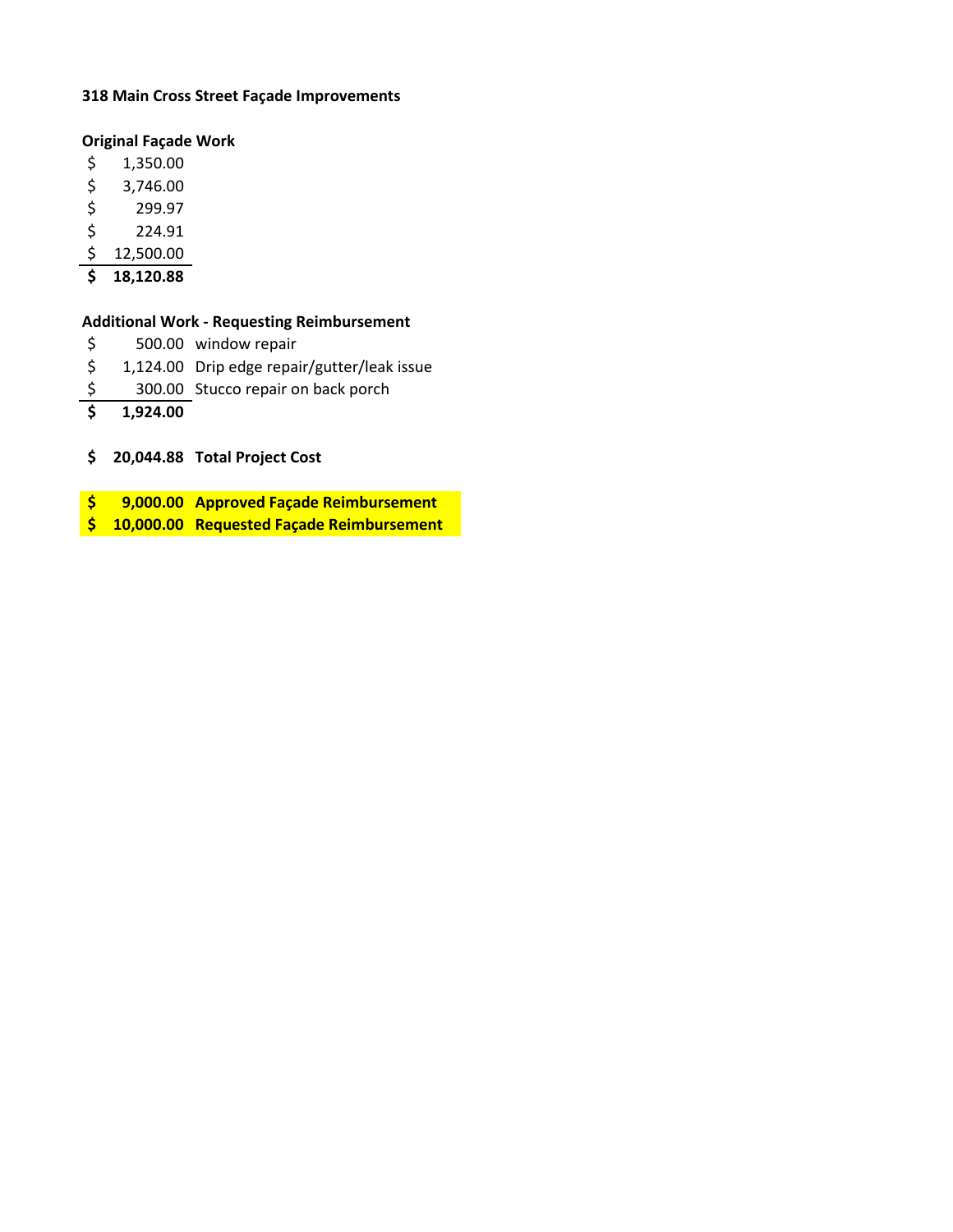**318 Main Cross Street Façade Improvements**

**Original Façade Work**

| | |
|---|---|
| $ 1,350.00 | |
| $ 3,746.00 | |
| $ 299.97 | |
| $ 224.91 | |
| $ 12,500.00 | |
| **$ 18,120.88** | |

**Additional Work - Requesting Reimbursement**

| | |
|---|---|
| $ 500.00 | window repair |
| $ 1,124.00 | Drip edge repair/gutter/leak issue |
| $ 300.00 | Stucco repair on back porch |
| **$ 1,924.00** | |

| | |
|---|---|
| **$ 20,044.88** | **Total Project Cost** |
| **$ 9,000.00** | **Approved Façade Reimbursement** |
| **$ 10,000.00** | **Requested Façade Reimbursement** |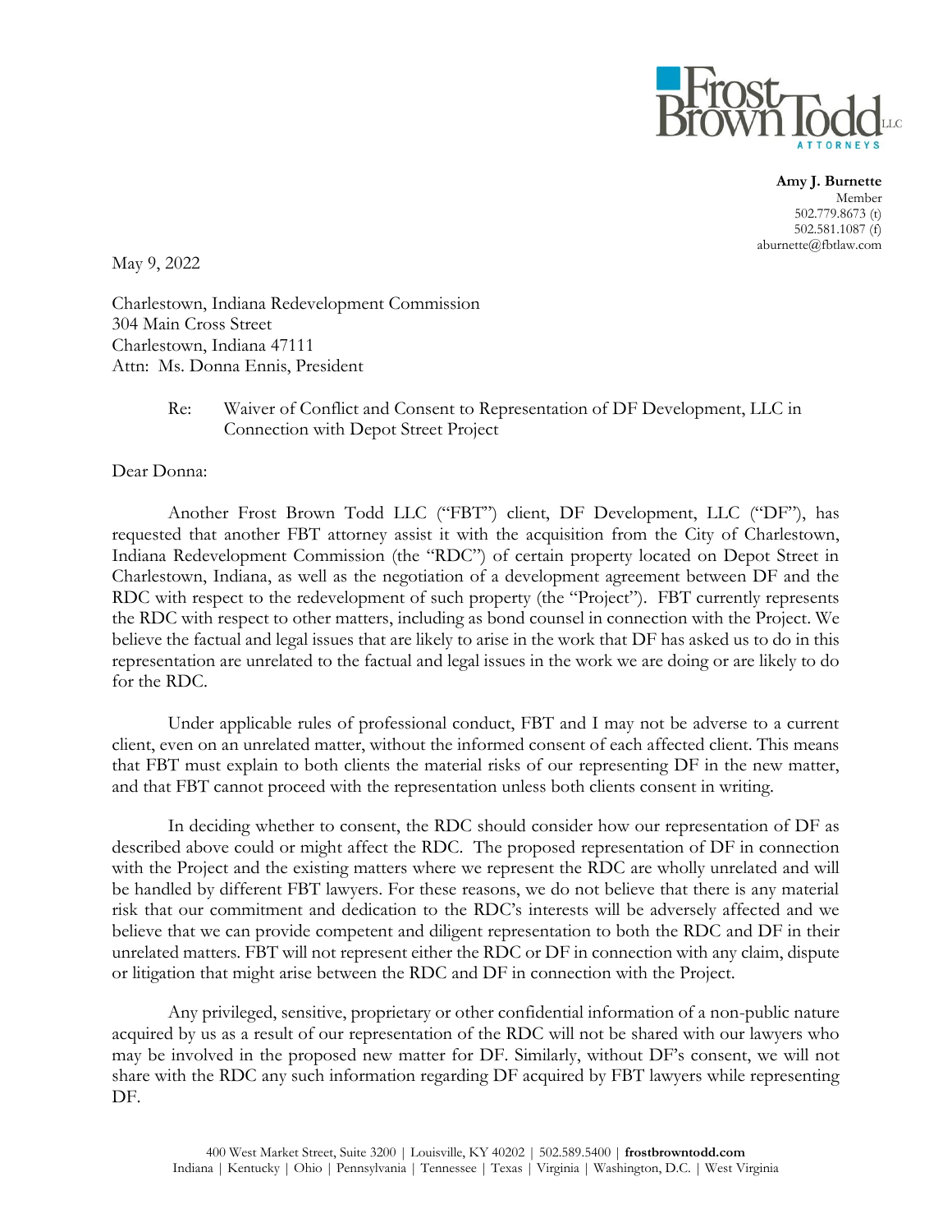**Amy J. Burnette**
Member
502.779.8673 (t)
502.581.1087 (f)
aburnette@fbtlaw.com

May 9, 2022

Charlestown, Indiana Redevelopment Commission
304 Main Cross Street
Charlestown, Indiana 47111
Attn: Ms. Donna Ennis, President

Re: Waiver of Conflict and Consent to Representation of DF Development, LLC in Connection with Depot Street Project

Dear Donna:

Another Frost Brown Todd LLC ("FBT") client, DF Development, LLC ("DF"), has requested that another FBT attorney assist it with the acquisition from the City of Charlestown, Indiana Redevelopment Commission (the "RDC") of certain property located on Depot Street in Charlestown, Indiana, as well as the negotiation of a development agreement between DF and the RDC with respect to the redevelopment of such property (the "Project"). FBT currently represents the RDC with respect to other matters, including as bond counsel in connection with the Project. We believe the factual and legal issues that are likely to arise in the work that DF has asked us to do in this representation are unrelated to the factual and legal issues in the work we are doing or are likely to do for the RDC.

Under applicable rules of professional conduct, FBT and I may not be adverse to a current client, even on an unrelated matter, without the informed consent of each affected client. This means that FBT must explain to both clients the material risks of our representing DF in the new matter, and that FBT cannot proceed with the representation unless both clients consent in writing.

In deciding whether to consent, the RDC should consider how our representation of DF as described above could or might affect the RDC. The proposed representation of DF in connection with the Project and the existing matters where we represent the RDC are wholly unrelated and will be handled by different FBT lawyers. For these reasons, we do not believe that there is any material risk that our commitment and dedication to the RDC's interests will be adversely affected and we believe that we can provide competent and diligent representation to both the RDC and DF in their unrelated matters. FBT will not represent either the RDC or DF in connection with any claim, dispute or litigation that might arise between the RDC and DF in connection with the Project.

Any privileged, sensitive, proprietary or other confidential information of a non-public nature acquired by us as a result of our representation of the RDC will not be shared with our lawyers who may be involved in the proposed new matter for DF. Similarly, without DF's consent, we will not share with the RDC any such information regarding DF acquired by FBT lawyers while representing DF.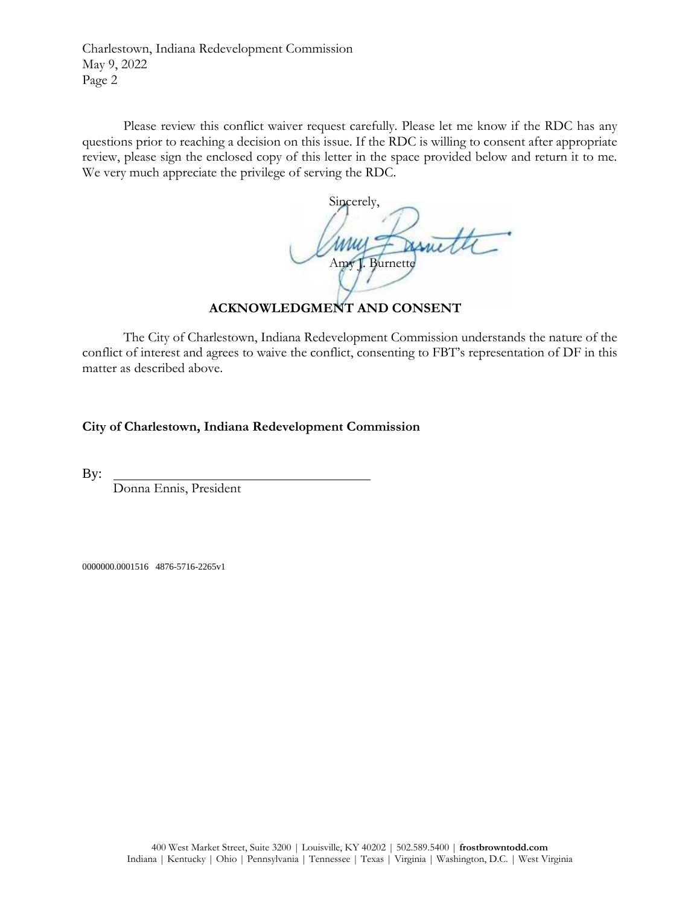Please review this conflict waiver request carefully. Please let me know if the RDC has any questions prior to reaching a decision on this issue. If the RDC is willing to consent after appropriate review, please sign the enclosed copy of this letter in the space provided below and return it to me. We very much appreciate the privilege of serving the RDC.

Sincerely,

Amy J. Burnette

**ACKNOWLEDGMENT AND CONSENT**

The City of Charlestown, Indiana Redevelopment Commission understands the nature of the conflict of interest and agrees to waive the conflict, consenting to FBT's representation of DF in this matter as described above.

**City of Charlestown, Indiana Redevelopment Commission**

By: ______________________________

Donna Ennis, President

0000000.0001516 4876-5716-2265v1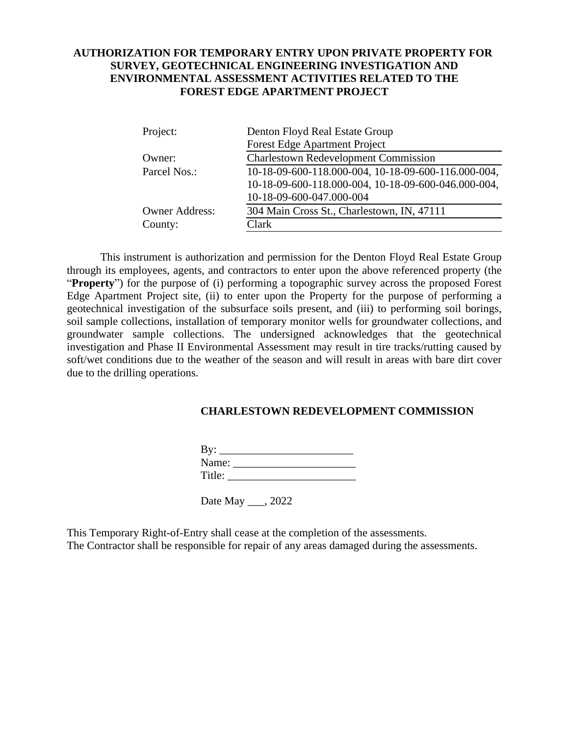**AUTHORIZATION FOR TEMPORARY ENTRY UPON PRIVATE PROPERTY FOR SURVEY, GEOTECHNICAL ENGINEERING INVESTIGATION AND ENVIRONMENTAL ASSESSMENT ACTIVITIES RELATED TO THE FOREST EDGE APARTMENT PROJECT**

| | |
|---|---|
| Project: | Denton Floyd Real Estate Group<br>Forest Edge Apartment Project |
| Owner: | Charlestown Redevelopment Commission |
| Parcel Nos.: | 10-18-09-600-118.000-004, 10-18-09-600-116.000-004, 10-18-09-600-118.000-004, 10-18-09-600-046.000-004, 10-18-09-600-047.000-004 |
| Owner Address: | 304 Main Cross St., Charlestown, IN, 47111 |
| County: | Clark |

This instrument is authorization and permission for the Denton Floyd Real Estate Group through its employees, agents, and contractors to enter upon the above referenced property (the "**Property**") for the purpose of (i) performing a topographic survey across the proposed Forest Edge Apartment Project site, (ii) to enter upon the Property for the purpose of performing a geotechnical investigation of the subsurface soils present, and (iii) to performing soil borings, soil sample collections, installation of temporary monitor wells for groundwater collections, and groundwater sample collections. The undersigned acknowledges that the geotechnical investigation and Phase II Environmental Assessment may result in tire tracks/rutting caused by soft/wet conditions due to the weather of the season and will result in areas with bare dirt cover due to the drilling operations.

**CHARLESTOWN REDEVELOPMENT COMMISSION**

By: ________________________
Name: ______________________
Title: _______________________

Date May ___, 2022

This Temporary Right-of-Entry shall cease at the completion of the assessments.
The Contractor shall be responsible for repair of any areas damaged during the assessments.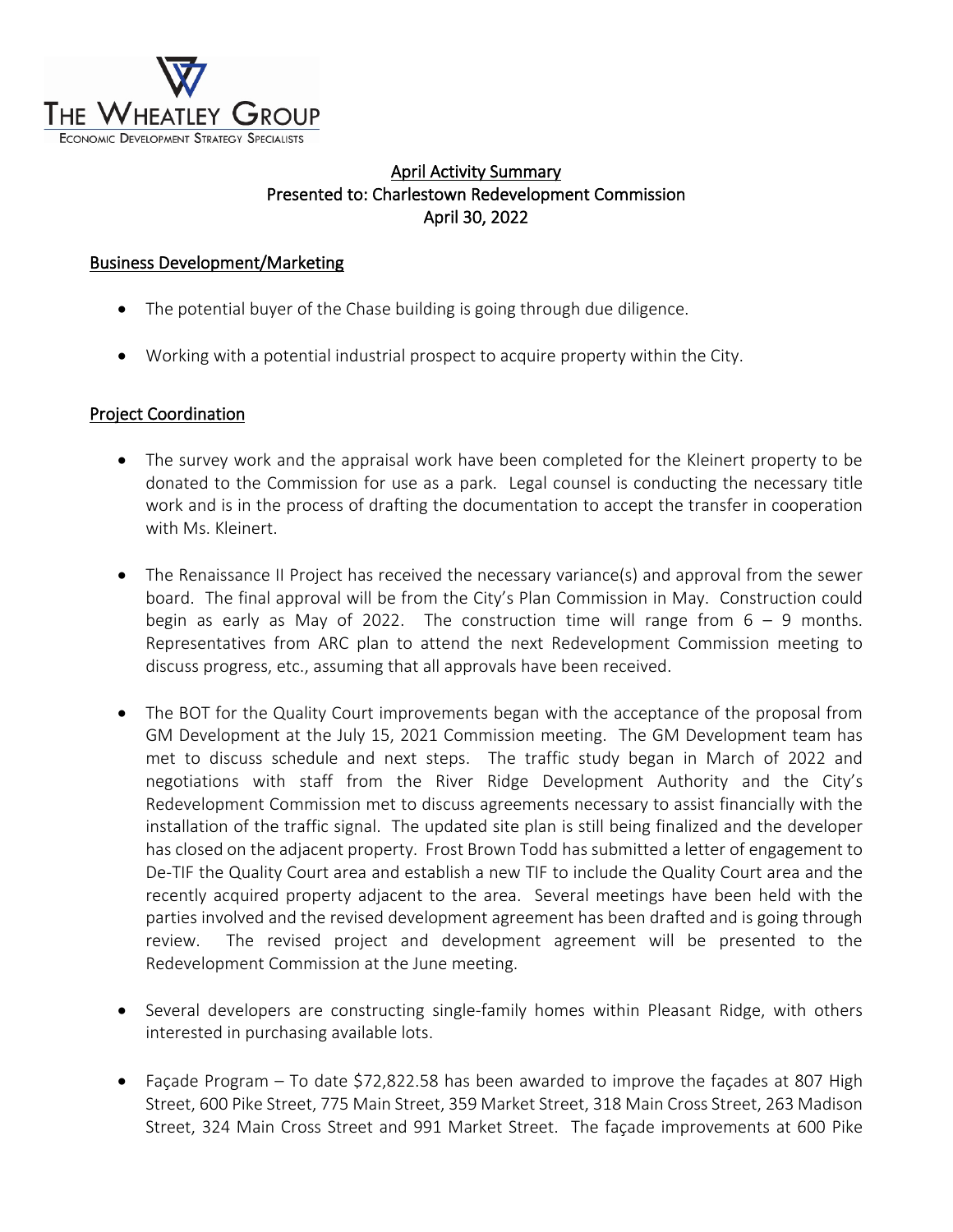THE WHEATLEY GROUP
ECONOMIC DEVELOPMENT STRATEGY SPECIALISTS

April Activity Summary
Presented to: Charlestown Redevelopment Commission
April 30, 2022

## Business Development/Marketing

- The potential buyer of the Chase building is going through due diligence.
- Working with a potential industrial prospect to acquire property within the City.

## Project Coordination

- The survey work and the appraisal work have been completed for the Kleinert property to be donated to the Commission for use as a park. Legal counsel is conducting the necessary title work and is in the process of drafting the documentation to accept the transfer in cooperation with Ms. Kleinert.
- The Renaissance II Project has received the necessary variance(s) and approval from the sewer board. The final approval will be from the City's Plan Commission in May. Construction could begin as early as May of 2022. The construction time will range from 6 – 9 months. Representatives from ARC plan to attend the next Redevelopment Commission meeting to discuss progress, etc., assuming that all approvals have been received.
- The BOT for the Quality Court improvements began with the acceptance of the proposal from GM Development at the July 15, 2021 Commission meeting. The GM Development team has met to discuss schedule and next steps. The traffic study began in March of 2022 and negotiations with staff from the River Ridge Development Authority and the City's Redevelopment Commission met to discuss agreements necessary to assist financially with the installation of the traffic signal. The updated site plan is still being finalized and the developer has closed on the adjacent property. Frost Brown Todd has submitted a letter of engagement to De-TIF the Quality Court area and establish a new TIF to include the Quality Court area and the recently acquired property adjacent to the area. Several meetings have been held with the parties involved and the revised development agreement has been drafted and is going through review. The revised project and development agreement will be presented to the Redevelopment Commission at the June meeting.
- Several developers are constructing single-family homes within Pleasant Ridge, with others interested in purchasing available lots.
- Façade Program – To date $72,822.58 has been awarded to improve the façades at 807 High Street, 600 Pike Street, 775 Main Street, 359 Market Street, 318 Main Cross Street, 263 Madison Street, 324 Main Cross Street and 991 Market Street. The façade improvements at 600 Pike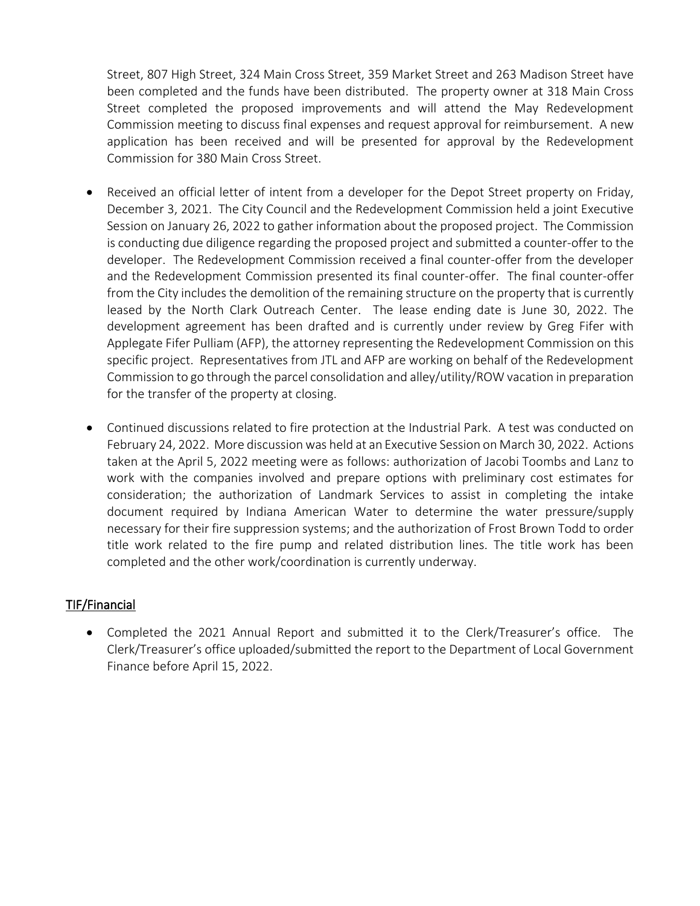Street, 807 High Street, 324 Main Cross Street, 359 Market Street and 263 Madison Street have been completed and the funds have been distributed. The property owner at 318 Main Cross Street completed the proposed improvements and will attend the May Redevelopment Commission meeting to discuss final expenses and request approval for reimbursement. A new application has been received and will be presented for approval by the Redevelopment Commission for 380 Main Cross Street.

- Received an official letter of intent from a developer for the Depot Street property on Friday, December 3, 2021. The City Council and the Redevelopment Commission held a joint Executive Session on January 26, 2022 to gather information about the proposed project. The Commission is conducting due diligence regarding the proposed project and submitted a counter-offer to the developer. The Redevelopment Commission received a final counter-offer from the developer and the Redevelopment Commission presented its final counter-offer. The final counter-offer from the City includes the demolition of the remaining structure on the property that is currently leased by the North Clark Outreach Center. The lease ending date is June 30, 2022. The development agreement has been drafted and is currently under review by Greg Fifer with Applegate Fifer Pulliam (AFP), the attorney representing the Redevelopment Commission on this specific project. Representatives from JTL and AFP are working on behalf of the Redevelopment Commission to go through the parcel consolidation and alley/utility/ROW vacation in preparation for the transfer of the property at closing.

- Continued discussions related to fire protection at the Industrial Park. A test was conducted on February 24, 2022. More discussion was held at an Executive Session on March 30, 2022. Actions taken at the April 5, 2022 meeting were as follows: authorization of Jacobi Toombs and Lanz to work with the companies involved and prepare options with preliminary cost estimates for consideration; the authorization of Landmark Services to assist in completing the intake document required by Indiana American Water to determine the water pressure/supply necessary for their fire suppression systems; and the authorization of Frost Brown Todd to order title work related to the fire pump and related distribution lines. The title work has been completed and the other work/coordination is currently underway.

## TIF/Financial

- Completed the 2021 Annual Report and submitted it to the Clerk/Treasurer's office. The Clerk/Treasurer's office uploaded/submitted the report to the Department of Local Government Finance before April 15, 2022.